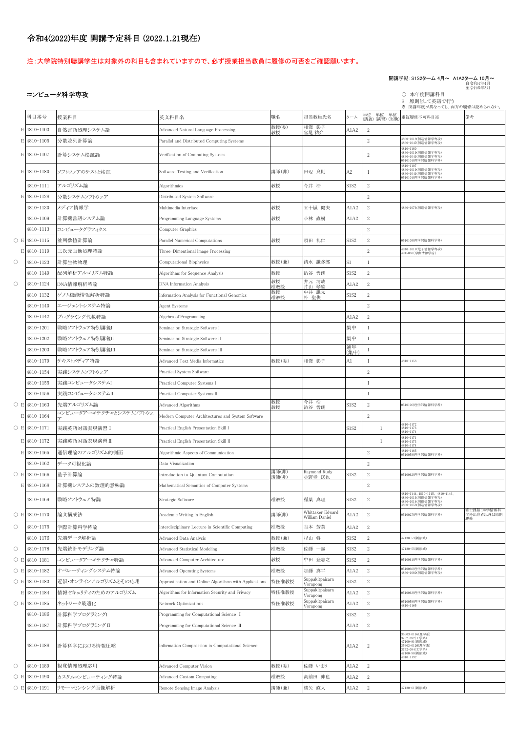# 令和4(2022)年度 開講予定科目 (2022.1.21現在)

注:大学院特別聴講学生は対象外の科目も含まれていますので、必ず授業担当教員に履修の可否をご確認願います。

開講学期:S1S2ターム 4月～ A1A2ターム 10月～
自令和4年4月
至令和5年3月

## コンピュータ科学専攻

○ 本年度開講科目
E 原則として英語で行う
※ 開講年度が異なっても、両方の履修は認められない。

| | | 科目番号 | 授業科目 | 英文科目名 | 職名 | 担当教員氏名 | ターム | 単位(講義) | 単位(演習) | 単位(実験) | 重複履修不可科目※ | 備考 |
|---|---|---|---|---|---|---|---|---|---|---|---|---|
| | E | 4810-1103 | 自然言語処理システム論 | Advanced Natural Language Processing | 教授(委)<br>教授 | 相澤 彰子<br>宮尾 祐介 | A1A2 | 2 | | | | |
| | E | 4810-1105 | 分散並列計算論 | Parallel and Distributed Computing Systems | | | | 2 | | | 4860-1018(創造情報学専攻)<br>4860-1047(創造情報学専攻) | |
| | E | 4810-1107 | 計算システム検証論 | Verification of Computing Systems | | | | 2 | | | 4810-1180<br>4860-1019(創造情報学専攻)<br>4860-1041(創造情報学専攻)<br>0510101(理学部情報科学科) | |
| | E | 4810-1180 | ソフトウェアのテストと検証 | Software Testing and Verification | 講師(非) | 田辺 良則 | A2 | 1 | | | 4810-1107<br>4860-1019(創造情報学専攻)<br>4860-1041(創造情報学専攻)<br>0510101(理学部情報科学科) | |
| | | 4810-1111 | アルゴリズム論 | Algorithmics | 教授 | 今井 浩 | S1S2 | 2 | | | | |
| | E | 4810-1128 | 分散システムソフトウェア | Distributed System Software | | | | 2 | | | | |
| | | 4810-1130 | メディア情報学 | Multimedia Interface | 教授 | 五十嵐 健夫 | A1A2 | 2 | | | 4860-1073(創造情報学専攻) | |
| | | 4810-1109 | 計算機言語システム論 | Programming Language Systems | 教授 | 小林 直樹 | A1A2 | 2 | | | | |
| | | 4810-1113 | コンピュータグラフィクス | Computer Graphics | | | | 2 | | | | |
| ○ | E | 4810-1115 | 並列数値計算論 | Parallel Numerical Computations | 教授 | 須田 礼仁 | S1S2 | 2 | | | 0510105(理学部情報科学科) | |
| | E | 4810-1119 | 三次元画像処理特論 | Three-Dimentional Image Processing | | | | 2 | | | 4840-1017(電子情報学専攻)<br>4915030(学際情報学府) | |
| ○ | | 4810-1123 | 計算生物物理 | Computational Biophysics | 教授(兼) | 清水 謙多郎 | S1 | 1 | | | | |
| | | 4810-1149 | 配列解析アルゴリズム特論 | Algorithms for Sequence Analysis | 教授 | 渋谷 哲朗 | S1S2 | 2 | | | | |
| ○ | | 4810-1124 | DNA情報解析特論 | DNA Information Analysis | 教授<br>准教授 | 井元 清哉<br>片山 琴絵 | A1A2 | 2 | | | | |
| | | 4810-1132 | ゲノム機能情報解析特論 | Information Analysis for Functional Genomics | 教授<br>准教授 | 中井 謙太<br>朴 聖俊 | S1S2 | 2 | | | | |
| | | 4810-1140 | エージェントシステム特論 | Agent Systems | | | | 2 | | | | |
| | | 4810-1142 | プログラミング代数特論 | Algebra of Programming | | | A1A2 | 2 | | | | |
| | | 4810-1201 | 戦略ソフトウェア特別講義I | Seminar on Strategic Softwere I | | | 集中 | 1 | | | | |
| | | 4810-1202 | 戦略ソフトウェア特別講義II | Seminar on Strategic Softwere II | | | 集中 | 1 | | | | |
| | | 4810-1203 | 戦略ソフトウェア特別講義III | Seminar on Strategic Softwere III | | | 通年(集中) | 1 | | | | |
| | | 4810-1179 | テキストメディア特論 | Advanced Text Media Informatics | 教授(委) | 相澤 彰子 | A1 | 1 | | | 4810-1153 | |
| | | 4810-1154 | 実践システムソフトウェア | Practical System Software | | | | 2 | | | | |
| | | 4810-1155 | 実践コンピュータシステムI | Practical Computer Systems I | | | | 1 | | | | |
| | | 4810-1156 | 実践コンピュータシステムII | Practical Computer Systems II | | | | 1 | | | | |
| ○ | E | 4810-1163 | 先端アルゴリズム論 | Advanced Algorithms | 教授<br>教授 | 今井 浩<br>渋谷 哲朗 | S1S2 | 2 | | | 0510106(理学部情報科学科) | |
| | E | 4810-1164 | コンピュータアーキテクチャとシステムソフトウェア | Modern Computer Architectures and System Software | | | | 2 | | | | |
| ○ | E | 4810-1171 | 実践英語対話表現演習 I | Practical English Presentation Skill I | | | S1S2 | | 1 | | 4810-1172<br>4810-1173<br>4810-1174 | |
| | E | 4810-1172 | 実践英語対話表現演習 II | Practical English Presentation Skill II | | | | | 1 | | 4810-1171<br>4810-1173<br>4810-1174 | |
| | E | 4810-1165 | 通信理論のアルゴリズム的側面 | Algorithmic Aspects of Communication | | | | 2 | | | 4810-1185<br>0510058(理学部情報科学科) | |
| | | 4810-1162 | データ可視化論 | Data Visualization | | | | 2 | | | | |
| ○ | E | 4810-1166 | 量子計算論 | Introduction to Quantum Computation | 講師(非)<br>講師(非) | Raymond Rudy<br>小野寺 民也 | S1S2 | 2 | | | 0510062(理学部情報科学科) | |
| | E | 4810-1168 | 計算機システムの数理的意味論 | Mathematical Semantics of Computer Systems | | | | 2 | | | | |
| | | 4810-1169 | 戦略ソフトウェア特論 | Strategic Software | 准教授 | 稲葉 真理 | S1S2 | 2 | | | 4810-1144、4810-1145、4810-1146、<br>4860-1013(創造情報学専攻)<br>4860-1014(創造情報学専攻)<br>4860-1053(創造情報学専攻) | |
| ○ | E | 4810-1170 | 論文構成法 | Academic Writing in English | 講師(非) | Whittaker Edward William Daniel | A1A2 | 2 | | | 0510027(理学部情報科学科) | 修士課程:本学情報科学科出身者以外は原則履修 |
| ○ | | 4810-1175 | 学際計算科学特論 | Interdisciplinary Lecture in Scientific Computing | 准教授 | 吉本 芳英 | A1A2 | 2 | | | | |
| | | 4810-1176 | 先端データ解析論 | Advanced Data Analysis | 教授(兼) | 杉山 将 | S1S2 | 2 | | | 47130-53(新領域) | |
| ○ | | 4810-1178 | 先端統計モデリング論 | Advanced Statistical Modeling | 准教授 | 佐藤 一誠 | S1S2 | 2 | | | 47130-55(新領域) | |
| ○ | E | 4810-1181 | コンピュータアーキテクチャ特論 | Advanced Computer Architecture | 教授 | 中田 登志之 | S1S2 | 2 | | | 0510061(理学部情報科学科) | |
| ○ | E | 4810-1182 | オペレーティングシステム特論 | Advanced Operating Systems | 准教授 | 加藤 真平 | A1A2 | 2 | | | 0510060(理学部情報科学科)<br>4860-1080(創造情報学専攻) | |
| ○ | E | 4810-1183 | 近似・オンラインアルゴリズムとその応用 | Approximation and Online Algorithms with Applications | 特任准教授 | Suppakitpaisarn Vorapong | S1S2 | 2 | | | | |
| | E | 4810-1184 | 情報セキュリティのためのアルゴリズム | Algorithms for Information Security and Privacy | 特任准教授 | Suppakitpaisarn Vorapong | A1A2 | 2 | | | 0510063(理学部情報科学科) | |
| ○ | E | 4810-1185 | ネットワーク最適化 | Network Optimizations | 特任准教授 | Suppakitpaisarn Vorapong | A1A2 | 2 | | | 0510058(理学部情報科学科)<br>4810-1165 | |
| | | 4810-1186 | 計算科学プログラミングI | Programming for Computational Science Ⅰ | | | S1S2 | 2 | | | | |
| | | 4810-1187 | 計算科学プログラミングⅡ | Programming for Computational Science Ⅱ | | | A1A2 | 2 | | | | |
| | | 4810-1188 | 計算科学における情報圧縮 | Information Compression in Computational Science | | | A1A2 | 2 | | | 35603-0116(理学系)<br>3752-092(工学系)<br>47100-81(新領域)<br>35603-0126(理学系)<br>3752-094(工学系)<br>47100-98(新領域)<br>4810-1192 | |
| ○ | | 4810-1189 | 視覚情報処理応用 | Advanced Computer Vision | 教授(委) | 佐藤 いまり | A1A2 | 2 | | | | |
| ○ | E | 4810-1190 | カスタムコンピューティング特論 | Advanced Custom Computing | 准教授 | 高前田 伸也 | A1A2 | 2 | | | | |
| ○ | E | 4810-1191 | リモートセンシング画像解析 | Remote Sensing Image Analysis | 講師(兼) | 横矢 直人 | A1A2 | 2 | | | 47130-61(新領域) | |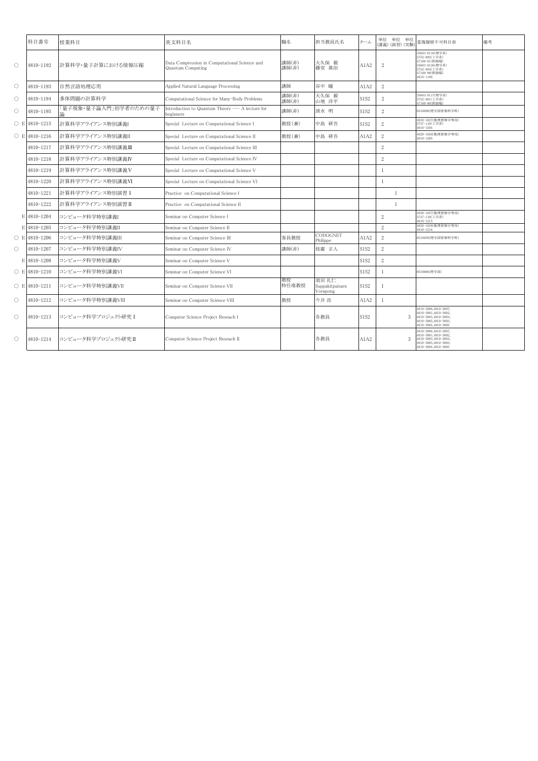| | | 科目番号 | 授業科目 | 英文科目名 | 職名 | 担当教員氏名 | ターム | 単位(講義) | 単位(演習) | 単位(実験) | 重複履修不可科目※ | 備考 |
|---|---|---|---|---|---|---|---|---|---|---|---|---|
| ○ | | 4810-1192 | 計算科学・量子計算における情報圧縮 | Data Compression in Computational Science and Quantum Computing | 講師(非)<br>講師(非) | 大久保 毅<br>藤堂 眞治 | A1A2 | 2 | | | 35603-0116(理学系)<br>3752-092(工学系)<br>47100-81(新領域)<br>35603-0126(理学系)<br>3752-094(工学系)<br>47100-98(新領域)<br>4810-1188 | |
| ○ | | 4810-1193 | 自然言語処理応用 | Applied Natural Language Processing | 講師 | 谷中 瞳 | A1A2 | 2 | | | | |
| ○ | | 4810-1194 | 多体問題の計算科学 | Computational Science for Many-Body Problems | 講師(非)<br>講師(非) | 大久保 毅<br>山地 洋平 | S1S2 | 2 | | | 35603-0117(理学系)<br>3752-091(工学系)<br>47100-80(新領域) | |
| ○ | | 4810-1195 | 「量子現象・量子論入門」初学者のための量子論 | Introduction to Quantum Theory --- A lecture for beginners | 講師(非) | 清水 明 | S1S2 | 2 | | | 0510098(理学部情報科学科) | |
| ○ | E | 4810-1215 | 計算科学アライアンス特別講義I | Special Lecture on Computational Science I | 教授(兼) | 中島 研吾 | S1S2 | 2 | | | 4820-1027(数理情報学専攻)<br>3747-110(工学系)<br>4810-1204 | |
| ○ | E | 4810-1216 | 計算科学アライアンス特別講義II | Special Lecture on Computational Science II | 教授(兼) | 中島 研吾 | A1A2 | 2 | | | 4820-1028(数理情報学専攻)<br>4810-1205 | |
| | | 4810-1217 | 計算科学アライアンス特別講義Ⅲ | Special Lecture on Computational Science III | | | | 2 | | | | |
| | | 4810-1218 | 計算科学アライアンス特別講義Ⅳ | Special Lecture on Computational Science IV | | | | 2 | | | | |
| | | 4810-1219 | 計算科学アライアンス特別講義Ⅴ | Special Lecture on Computational Science V | | | | 1 | | | | |
| | | 4810-1220 | 計算科学アライアンス特別講義Ⅵ | Special Lecture on Computational Science VI | | | | 1 | | | | |
| | | 4810-1221 | 計算科学アライアンス特別演習 I | Practice on Computational Science I | | | | | 1 | | | |
| | | 4810-1222 | 計算科学アライアンス特別演習 II | Practice on Computational Science II | | | | | 1 | | | |
| | E | 4810-1204 | コンピュータ科学特別講義I | Seminar on Computer Science I | | | | 2 | | | 4820-1027(数理情報学専攻)<br>3747-110(工学系)<br>4810-1215 | |
| | E | 4810-1205 | コンピュータ科学特別講義II | Seminar on Computer Science II | | | | 2 | | | 4820-1028(数理情報学専攻)<br>4810-1216 | |
| ○ | E | 4810-1206 | コンピュータ科学特別講義III | Seminar on Computer Science III | 客員教授 | CODOGNET Philippe | A1A2 | 2 | | | 0510059(理学部情報科学科) | |
| ○ | | 4810-1207 | コンピュータ科学特別講義IV | Seminar on Computer Science IV | 講師(非) | 枝廣 正人 | S1S2 | 2 | | | | |
| | E | 4810-1208 | コンピュータ科学特別講義V | Seminar on Computer Science V | | | S1S2 | 2 | | | | |
| ○ | E | 4810-1210 | コンピュータ科学特別講義VI | Seminar on Computer Science VI | | | S1S2 | 1 | | | 0510066(理学部) | |
| ○ | E | 4810-1211 | コンピュータ科学特別講義VII | Seminar on Computer Science VII | 教授<br>特任准教授 | 須田 礼仁<br>Suppakitpaisarn Vorapong | S1S2 | 1 | | | | |
| ○ | | 4810-1212 | コンピュータ科学特別講義VIII | Seminar on Computer Science VIII | 教授 | 今井 浩 | A1A2 | 1 | | | | |
| ○ | | 4810-1213 | コンピュータ科学プロジェクト研究 I | Computer Science Project Reseach I | | 各教員 | S1S2 | | | 3 | 4810-2006,4810-2007,<br>4810-3001,4810-3002,<br>4810-2003,4810-2004,<br>4810-2005,4810-3003,<br>4810-3004,4810-3005 | |
| ○ | | 4810-1214 | コンピュータ科学プロジェクト研究 II | Computer Science Project Reseach II | | 各教員 | A1A2 | | | 3 | 4810-2006,4810-2007,<br>4810-3001,4810-3002,<br>4810-2003,4810-2004,<br>4810-2005,4810-3003,<br>4810-3004,4810-3005 | |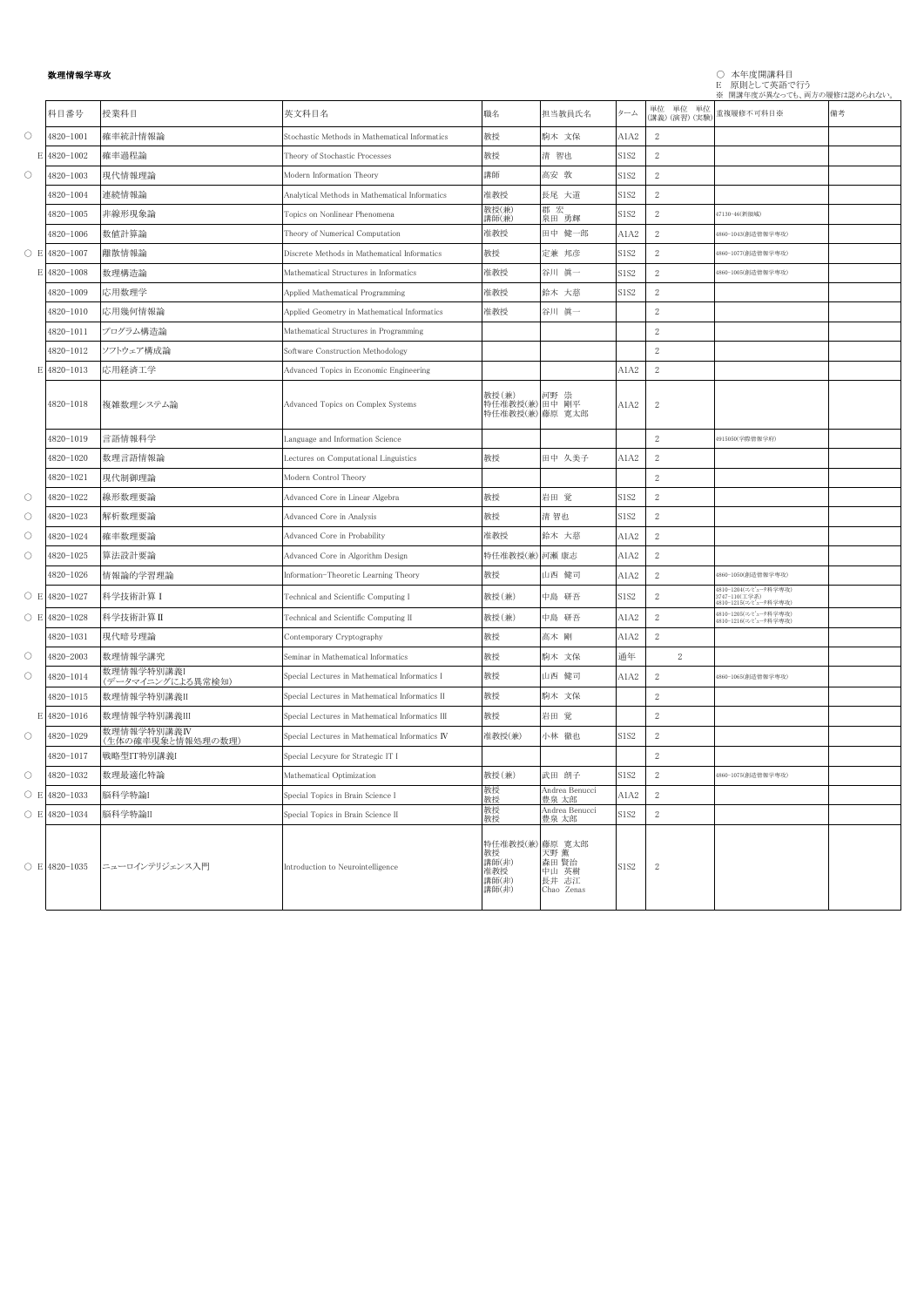**数理情報学専攻**

○ 本年度開講科目
E 原則として英語で行う
※ 開講年度が異なっても、両方の履修は認められない。

| | | 科目番号 | 授業科目 | 英文科目名 | 職名 | 担当教員氏名 | ターム | 単位(講義) | 単位(演習) | 単位(実験) | 重複履修不可科目※ | 備考 |
|---|---|---|---|---|---|---|---|---|---|---|---|---|
| ○ | | 4820-1001 | 確率統計情報論 | Stochastic Methods in Mathematical Informatics | 教授 | 駒木 文保 | A1A2 | 2 | | | | |
| | E | 4820-1002 | 確率過程論 | Theory of Stochastic Processes | 教授 | 清 智也 | S1S2 | 2 | | | | |
| ○ | | 4820-1003 | 現代情報理論 | Modern Information Theory | 講師 | 高安 敦 | S1S2 | 2 | | | | |
| | | 4820-1004 | 連続情報論 | Analytical Methods in Mathematical Informatics | 准教授 | 長尾 大道 | S1S2 | 2 | | | | |
| | | 4820-1005 | 非線形現象論 | Topics on Nonlinear Phenomena | 教授(兼)<br>講師(兼) | 郡 宏<br>泉田 勇輝 | S1S2 | 2 | | | 47130-46(新領域) | |
| | | 4820-1006 | 数値計算論 | Theory of Numerical Computation | 准教授 | 田中 健一郎 | A1A2 | 2 | | | 4860-1043(創造情報学専攻) | |
| ○ | E | 4820-1007 | 離散情報論 | Discrete Methods in Mathematical Informatics | 教授 | 定兼 邦彦 | S1S2 | 2 | | | 4860-1077(創造情報学専攻) | |
| | E | 4820-1008 | 数理構造論 | Mathematical Structures in Informatics | 准教授 | 谷川 眞一 | S1S2 | 2 | | | 4860-1005(創造情報学専攻) | |
| | | 4820-1009 | 応用数理学 | Applied Mathematical Programming | 准教授 | 鈴木 大慈 | S1S2 | 2 | | | | |
| | | 4820-1010 | 応用幾何情報論 | Applied Geometry in Mathematical Informatics | 准教授 | 谷川 眞一 | | 2 | | | | |
| | | 4820-1011 | プログラム構造論 | Mathematical Structures in Programming | | | | 2 | | | | |
| | | 4820-1012 | ソフトウェア構成論 | Software Construction Methodology | | | | 2 | | | | |
| | E | 4820-1013 | 応用経済工学 | Advanced Topics in Economic Engineering | | | A1A2 | 2 | | | | |
| | | 4820-1018 | 複雑数理システム論 | Advanced Topics on Complex Systems | 教授(兼)<br>特任准教授(兼)<br>特任准教授(兼) | 河野 崇<br>田中 剛平<br>藤原 寛太郎 | A1A2 | 2 | | | | |
| | | 4820-1019 | 言語情報科学 | Language and Information Science | | | | 2 | | | 4915050(学際情報学府) | |
| | | 4820-1020 | 数理言語情報論 | Lectures on Computational Linguistics | 教授 | 田中 久美子 | A1A2 | 2 | | | | |
| | | 4820-1021 | 現代制御理論 | Modern Control Theory | | | | 2 | | | | |
| ○ | | 4820-1022 | 線形数理要論 | Advanced Core in Linear Algebra | 教授 | 岩田 覚 | S1S2 | 2 | | | | |
| ○ | | 4820-1023 | 解析数理要論 | Advanced Core in Analysis | 教授 | 清 智也 | S1S2 | 2 | | | | |
| ○ | | 4820-1024 | 確率数理要論 | Advanced Core in Probability | 准教授 | 鈴木 大慈 | A1A2 | 2 | | | | |
| ○ | | 4820-1025 | 算法設計要論 | Advanced Core in Algorithm Design | 特任准教授(兼) | 河瀬 康志 | A1A2 | 2 | | | | |
| | | 4820-1026 | 情報論的学習理論 | Information-Theoretic Learning Theory | 教授 | 山西 健司 | A1A2 | 2 | | | 4860-1050(創造情報学専攻) | |
| ○ | E | 4820-1027 | 科学技術計算 I | Technical and Scientific Computing I | 教授(兼) | 中島 研吾 | S1S2 | 2 | | | 4810-1204(コンピュータ科学専攻)<br>3747-110(工学系)<br>4810-1215(コンピュータ科学専攻) | |
| ○ | E | 4820-1028 | 科学技術計算 II | Technical and Scientific Computing II | 教授(兼) | 中島 研吾 | A1A2 | 2 | | | 4810-1205(コンピュータ科学専攻)<br>4810-1216(コンピュータ科学専攻) | |
| | | 4820-1031 | 現代暗号理論 | Contemporary Cryptography | 教授 | 高木 剛 | A1A2 | 2 | | | | |
| ○ | | 4820-2003 | 数理情報学講究 | Seminar in Mathematical Informatics | 教授 | 駒木 文保 | 通年 | | 2 | | | |
| ○ | | 4820-1014 | 数理情報学特別講義I<br>(データマイニングによる異常検知) | Special Lectures in Mathematical Informatics I | 教授 | 山西 健司 | A1A2 | 2 | | | 4860-1065(創造情報学専攻) | |
| | | 4820-1015 | 数理情報学特別講義II | Special Lectures in Mathematical Informatics II | 教授 | 駒木 文保 | | 2 | | | | |
| | E | 4820-1016 | 数理情報学特別講義III | Special Lectures in Mathematical Informatics III | 教授 | 岩田 覚 | | 2 | | | | |
| ○ | | 4820-1029 | 数理情報学特別講義IV<br>(生体の確率現象と情報処理の数理) | Special Lectures in Mathematical Informatics IV | 准教授(兼) | 小林 徹也 | S1S2 | 2 | | | | |
| | | 4820-1017 | 戦略型IT特別講義I | Special Lecyure for Strategic IT I | | | | 2 | | | | |
| ○ | | 4820-1032 | 数理最適化特論 | Mathematical Optimization | 教授(兼) | 武田 朗子 | S1S2 | 2 | | | 4860-1075(創造情報学専攻) | |
| ○ | E | 4820-1033 | 脳科学特論I | Special Topics in Brain Science I | 教授<br>教授 | Andrea Benucci<br>豊泉 太郎 | A1A2 | 2 | | | | |
| ○ | E | 4820-1034 | 脳科学特論II | Special Topics in Brain Science II | 教授<br>教授 | Andrea Benucci<br>豊泉 太郎 | S1S2 | 2 | | | | |
| ○ | E | 4820-1035 | ニューロインテリジェンス入門 | Introduction to Neurointelligence | 特任准教授(兼)<br>教授<br>講師(非)<br>准教授<br>講師(非)<br>講師(非) | 藤原 寛太郎<br>天野 薫<br>森田 賢治<br>中山 英樹<br>長井 志江<br>Chao Zenas | S1S2 | 2 | | | | |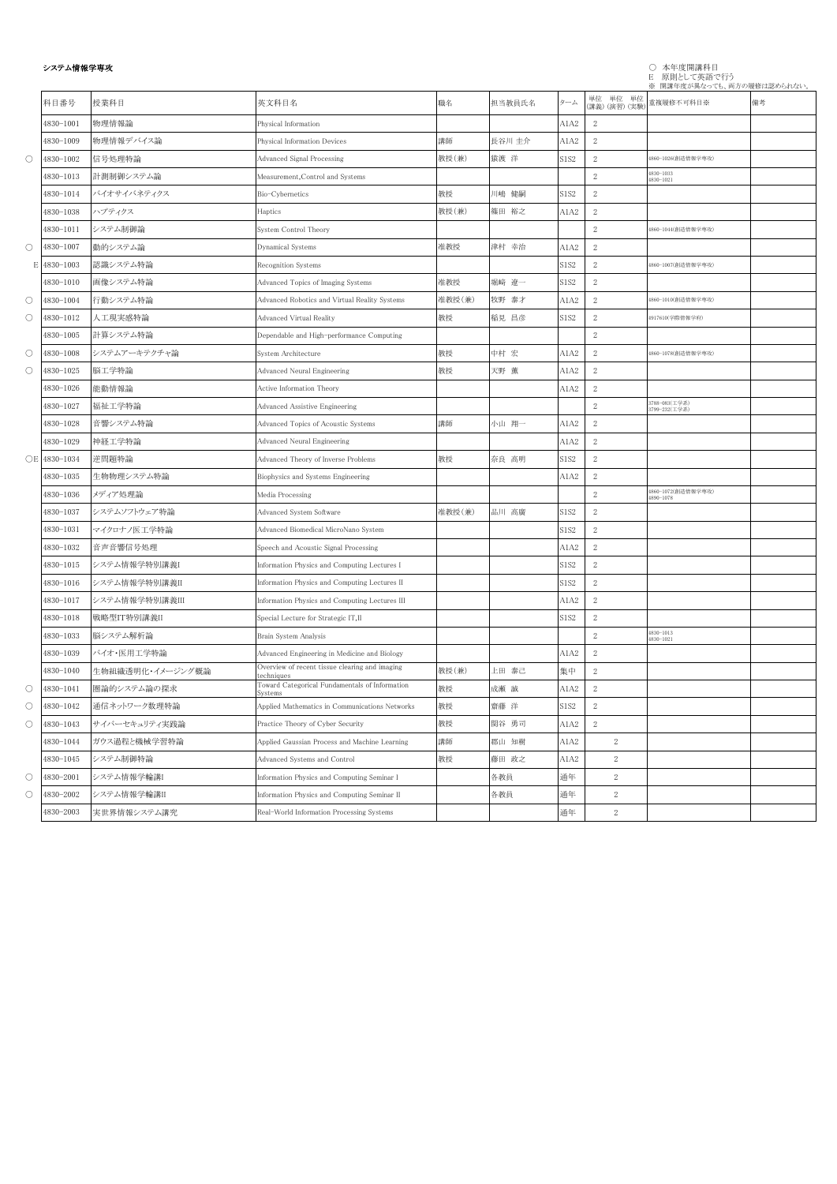**システム情報学専攻**

○ 本年度開講科目
E 原則として英語で行う
※ 開講年度が異なっても、両方の履修は認められない。

| | 科目番号 | 授業科目 | 英文科目名 | 職名 | 担当教員氏名 | ターム | 単位(講義) | 単位(演習) | 単位(実験) | 重複履修不可科目※ | 備考 |
|---|---|---|---|---|---|---|---|---|---|---|---|
| | 4830-1001 | 物理情報論 | Physical Information | | | A1A2 | 2 | | | | |
| | 4830-1009 | 物理情報デバイス論 | Physical Information Devices | 講師 | 長谷川 圭介 | A1A2 | 2 | | | | |
| ○ | 4830-1002 | 信号処理特論 | Advanced Signal Processing | 教授(兼) | 猿渡 洋 | S1S2 | 2 | | | 4860-1026(創造情報学専攻) | |
| | 4830-1013 | 計測制御システム論 | Measurement,Control and Systems | | | | 2 | | | 4830-1033<br>4830-1021 | |
| | 4830-1014 | バイオサイバネティクス | Bio-Cybernetics | 教授 | 川嶋 健嗣 | S1S2 | 2 | | | | |
| | 4830-1038 | ハプティクス | Haptics | 教授(兼) | 篠田 裕之 | A1A2 | 2 | | | | |
| | 4830-1011 | システム制御論 | System Control Theory | | | | 2 | | | 4860-1044(創造情報学専攻) | |
| ○ | 4830-1007 | 動的システム論 | Dynamical Systems | 准教授 | 津村 幸治 | A1A2 | 2 | | | | |
| E | 4830-1003 | 認識システム特論 | Recognition Systems | | | S1S2 | 2 | | | 4860-1007(創造情報学専攻) | |
| | 4830-1010 | 画像システム特論 | Advanced Topics of Imaging Systems | 准教授 | 堀崎 遼一 | S1S2 | 2 | | | | |
| ○ | 4830-1004 | 行動システム特論 | Advanced Robotics and Virtual Reality Systems | 准教授(兼) | 牧野 泰才 | A1A2 | 2 | | | 4860-1010(創造情報学専攻) | |
| ○ | 4830-1012 | 人工現実感特論 | Advanced Virtual Reality | 教授 | 稲見 昌彦 | S1S2 | 2 | | | 4917610(学際情報学府) | |
| | 4830-1005 | 計算システム特論 | Dependable and High-performance Computing | | | | 2 | | | | |
| ○ | 4830-1008 | システムアーキテクチャ論 | System Architecture | 教授 | 中村 宏 | A1A2 | 2 | | | 4860-1078(創造情報学専攻) | |
| ○ | 4830-1025 | 脳工学特論 | Advanced Neural Engineering | 教授 | 天野 薫 | A1A2 | 2 | | | | |
| | 4830-1026 | 能動情報論 | Active Information Theory | | | A1A2 | 2 | | | | |
| | 4830-1027 | 福祉工学特論 | Advanced Assistive Engineering | | | | 2 | | | 3788-083(工学系)<br>3799-232(工学系) | |
| | 4830-1028 | 音響システム特論 | Advanced Topics of Acoustic Systems | 講師 | 小山 翔一 | A1A2 | 2 | | | | |
| | 4830-1029 | 神経工学特論 | Advanced Neural Engineering | | | A1A2 | 2 | | | | |
| ○E | 4830-1034 | 逆問題特論 | Advanced Theory of Inverse Problems | 教授 | 奈良 高明 | S1S2 | 2 | | | | |
| | 4830-1035 | 生物物理システム特論 | Biophysics and Systems Engineering | | | A1A2 | 2 | | | | |
| | 4830-1036 | メディア処理論 | Media Processing | | | | 2 | | | 4860-1072(創造情報学専攻)<br>4890-1078 | |
| | 4830-1037 | システムソフトウェア特論 | Advanced System Software | 准教授(兼) | 品川 高廣 | S1S2 | 2 | | | | |
| | 4830-1031 | マイクロナノ医工学特論 | Advanced Biomedical MicroNano System | | | S1S2 | 2 | | | | |
| | 4830-1032 | 音声音響信号処理 | Speech and Acoustic Signal Processing | | | A1A2 | 2 | | | | |
| | 4830-1015 | システム情報学特別講義I | Information Physics and Computing Lectures I | | | S1S2 | 2 | | | | |
| | 4830-1016 | システム情報学特別講義II | Information Physics and Computing Lectures II | | | S1S2 | 2 | | | | |
| | 4830-1017 | システム情報学特別講義III | Information Physics and Computing Lectures III | | | A1A2 | 2 | | | | |
| | 4830-1018 | 戦略型IT特別講義II | Special Lecture for Strategic IT,II | | | S1S2 | 2 | | | | |
| | 4830-1033 | 脳システム解析論 | Brain System Analysis | | | | 2 | | | 4830-1013<br>4830-1021 | |
| | 4830-1039 | バイオ・医用工学特論 | Advanced Engineering in Medicine and Biology | | | A1A2 | 2 | | | | |
| | 4830-1040 | 生物組織透明化・イメージング概論 | Overview of recent tissue clearing and imaging techniques | 教授(兼) | 上田 泰己 | 集中 | 2 | | | | |
| ○ | 4830-1041 | 圏論的システム論の探求 | Toward Categorical Fundamentals of Information Systems | 教授 | 成瀬 誠 | A1A2 | 2 | | | | |
| ○ | 4830-1042 | 通信ネットワーク数理特論 | Applied Mathematics in Communications Networks | 教授 | 齋藤 洋 | S1S2 | 2 | | | | |
| ○ | 4830-1043 | サイバーセキュリティ実践論 | Practice Theory of Cyber Security | 教授 | 関谷 勇司 | A1A2 | 2 | | | | |
| | 4830-1044 | ガウス過程と機械学習特論 | Applied Gaussian Process and Machine Learning | 講師 | 郡山 知樹 | A1A2 | | 2 | | | |
| | 4830-1045 | システム制御特論 | Advanced Systems and Control | 教授 | 藤田 政之 | A1A2 | | 2 | | | |
| ○ | 4830-2001 | システム情報学輪講I | Information Physics and Computing Seminar I | | 各教員 | 通年 | | 2 | | | |
| ○ | 4830-2002 | システム情報学輪講II | Information Physics and Computing Seminar II | | 各教員 | 通年 | | 2 | | | |
| | 4830-2003 | 実世界情報システム講究 | Real-World Information Processing Systems | | | 通年 | | 2 | | | |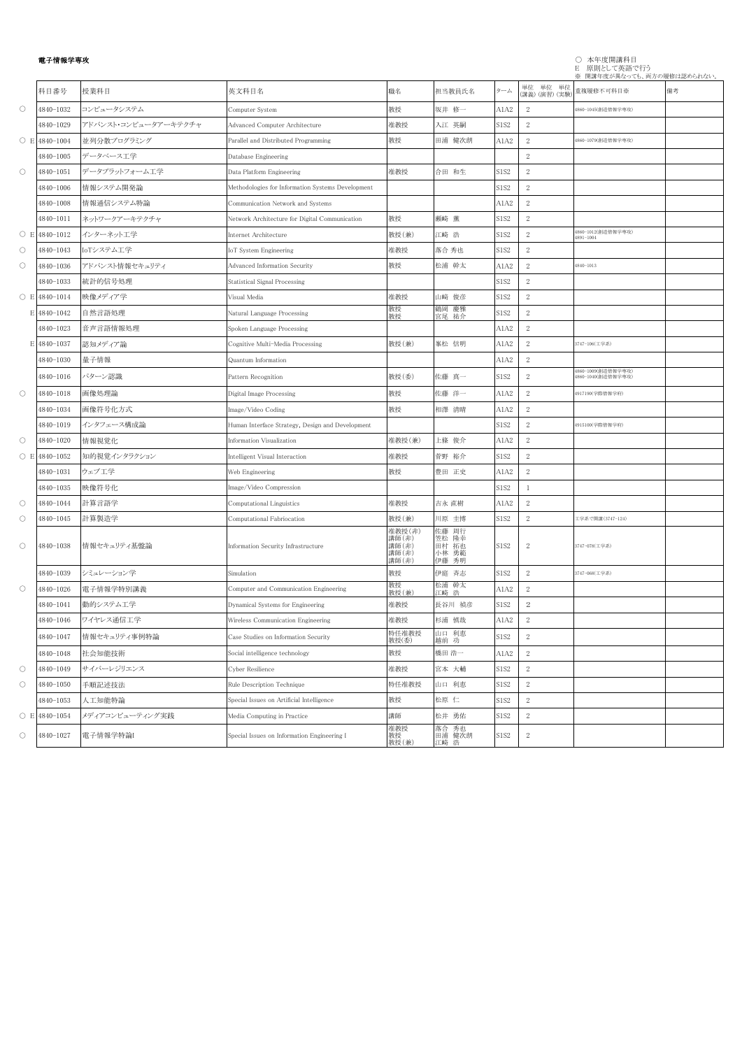**電子情報学専攻**

○ 本年度開講科目
E 原則として英語で行う
※ 開講年度が異なっても、両方の履修は認められない。

| | 科目番号 | 授業科目 | 英文科目名 | 職名 | 担当教員氏名 | ターム | 単位(講義) | 単位(演習) | 単位(実験) | 重複履修不可科目※ | 備考 |
|---|---|---|---|---|---|---|---|---|---|---|---|
| ○ | 4840-1032 | コンピュータシステム | Computer System | 教授 | 坂井 修一 | A1A2 | 2 | | | 4860-1045(創造情報学専攻) | |
| | 4840-1029 | アドバンスト・コンピュータアーキテクチャ | Advanced Computer Architecture | 准教授 | 入江 英嗣 | S1S2 | 2 | | | | |
| ○ E | 4840-1004 | 並列分散プログラミング | Parallel and Distributed Programming | 教授 | 田浦 健次朗 | A1A2 | 2 | | | 4860-1079(創造情報学専攻) | |
| | 4840-1005 | データベース工学 | Database Engineering | | | | 2 | | | | |
| ○ | 4840-1051 | データプラットフォーム工学 | Data Platform Engineering | 准教授 | 合田 和生 | S1S2 | 2 | | | | |
| | 4840-1006 | 情報システム開発論 | Methodologies for Information Systems Development | | | S1S2 | 2 | | | | |
| | 4840-1008 | 情報通信システム特論 | Communication Network and Systems | | | A1A2 | 2 | | | | |
| | 4840-1011 | ネットワークアーキテクチャ | Network Architecture for Digital Communication | 教授 | 瀬崎 薫 | S1S2 | 2 | | | | |
| ○ E | 4840-1012 | インターネット工学 | Internet Architecture | 教授(兼) | 江崎 浩 | S1S2 | 2 | | | 4860-1012(創造情報学専攻) 4891-1004 | |
| ○ | 4840-1043 | IoTシステム工学 | IoT System Engineering | 准教授 | 落合 秀也 | S1S2 | 2 | | | | |
| ○ | 4840-1036 | アドバンスト情報セキュリティ | Advanced Information Security | 教授 | 松浦 幹太 | A1A2 | 2 | | | 4840-1013 | |
| | 4840-1033 | 統計的信号処理 | Statistical Signal Processing | | | S1S2 | 2 | | | | |
| ○ E | 4840-1014 | 映像メディア学 | Visual Media | 准教授 | 山崎 俊彦 | S1S2 | 2 | | | | |
| E | 4840-1042 | 自然言語処理 | Natural Language Processing | 教授 教授 | 鶴岡 慶雅 宮尾 祐介 | S1S2 | 2 | | | | |
| | 4840-1023 | 音声言語情報処理 | Spoken Language Processing | | | A1A2 | 2 | | | | |
| E | 4840-1037 | 認知メディア論 | Cognitive Multi-Media Processing | 教授(兼) | 峯松 信明 | A1A2 | 2 | | | 3747-106(工学系) | |
| | 4840-1030 | 量子情報 | Quantum Information | | | A1A2 | 2 | | | | |
| | 4840-1016 | パターン認識 | Pattern Recognition | 教授(委) | 佐藤 真一 | S1S2 | 2 | | | 4860-1009(創造情報学専攻) 4860-1040(創造情報学専攻) | |
| ○ | 4840-1018 | 画像処理論 | Digital Image Processing | 教授 | 佐藤 洋一 | A1A2 | 2 | | | 4917190(学際情報学府) | |
| | 4840-1034 | 画像符号化方式 | Image/Video Coding | 教授 | 相澤 清晴 | A1A2 | 2 | | | | |
| | 4840-1019 | インタフェース構成論 | Human Interface Strategy, Design and Development | | | S1S2 | 2 | | | 4915100(学際情報学府) | |
| ○ | 4840-1020 | 情報視覚化 | Information Visualization | 准教授(兼) | 上條 俊介 | A1A2 | 2 | | | | |
| ○ E | 4840-1052 | 知的視覚インタラクション | Intelligent Visual Interaction | 准教授 | 菅野 裕介 | S1S2 | 2 | | | | |
| | 4840-1031 | ウェブ工学 | Web Engineering | 教授 | 豊田 正史 | A1A2 | 2 | | | | |
| | 4840-1035 | 映像符号化 | Image/Video Compression | | | S1S2 | 1 | | | | |
| ○ | 4840-1044 | 計算言語学 | Computational Linguistics | 准教授 | 吉永 直樹 | A1A2 | 2 | | | | |
| ○ | 4840-1045 | 計算製造学 | Computational Fabriocation | 教授(兼) | 川原 圭博 | S1S2 | 2 | | | 工学系で開講(3747-124) | |
| ○ | 4840-1038 | 情報セキュリティ基盤論 | Information Security Infrastructure | 准教授(非) 講師(非) 講師(非) 講師(非) 講師(非) | 佐藤 周行 笠松 隆幸 田村 拓也 小林 勇範 伊藤 秀明 | S1S2 | 2 | | | 3747-078(工学系) | |
| | 4840-1039 | シミュレーション学 | Simulation | 教授 | 伊庭 斉志 | S1S2 | 2 | | | 3747-068(工学系) | |
| ○ | 4840-1026 | 電子情報学特別講義 | Computer and Communication Engineering | 教授 教授(兼) | 松浦 幹太 江崎 浩 | A1A2 | 2 | | | | |
| | 4840-1041 | 動的システム工学 | Dynamical Systems for Engineering | 准教授 | 長谷川 禎彦 | S1S2 | 2 | | | | |
| | 4840-1046 | ワイヤレス通信工学 | Wireless Communication Engineering | 准教授 | 杉浦 慎哉 | A1A2 | 2 | | | | |
| | 4840-1047 | 情報セキュリティ事例特論 | Case Studies on Information Security | 特任准教授 教授(委) | 山口 利恵 越前 功 | S1S2 | 2 | | | | |
| | 4840-1048 | 社会知能技術 | Social intelligence technology | 教授 | 橋田 浩一 | A1A2 | 2 | | | | |
| ○ | 4840-1049 | サイバーレジリエンス | Cyber Resilience | 准教授 | 宮本 大輔 | S1S2 | 2 | | | | |
| ○ | 4840-1050 | 手順記述技法 | Rule Description Technique | 特任准教授 | 山口 利恵 | S1S2 | 2 | | | | |
| | 4840-1053 | 人工知能特論 | Special Issues on Artificial Intelligence | 教授 | 松原 仁 | S1S2 | 2 | | | | |
| ○ E | 4840-1054 | メディアコンピューティング実践 | Media Computing in Practice | 講師 | 松井 勇佑 | S1S2 | 2 | | | | |
| ○ | 4840-1027 | 電子情報学特論I | Special Issues on Information Engineering I | 准教授 教授 教授(兼) | 落合 秀也 田浦 健次朗 江崎 浩 | S1S2 | 2 | | | | |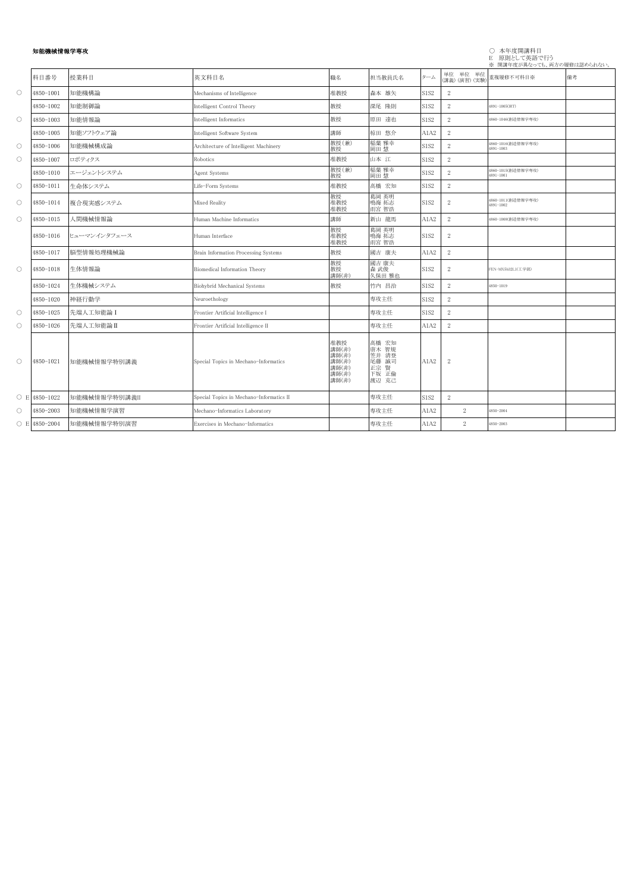**知能機械情報学専攻**

○ 本年度開講科目
E 原則として英語で行う
※ 開講年度が異なっても、両方の履修は認められない。

| | 科目番号 | 授業科目 | 英文科目名 | 職名 | 担当教員氏名 | ターム | 単位(講義) | 単位(演習) | 単位(実験) | 重複履修不可科目※ | 備考 |
|---|---|---|---|---|---|---|---|---|---|---|---|
| ○ | 4850-1001 | 知能機構論 | Mechanisms of Intelligence | 准教授 | 森本 雄矢 | S1S2 | 2 | | | | |
| | 4850-1002 | 知能制御論 | Intelligent Control Theory | 教授 | 深尾 隆則 | S1S2 | 2 | | | 4891-1005(RT) | |
| ○ | 4850-1003 | 知能情報論 | Intelligent Informatics | 教授 | 原田 達也 | S1S2 | 2 | | | 4860-1046(創造情報学専攻) | |
| | 4850-1005 | 知能ソフトウェア論 | Intelligent Software System | 講師 | 椋田 悠介 | A1A2 | 2 | | | | |
| ○ | 4850-1006 | 知能機械構成論 | Architecture of Intelligent Machinery | 教授(兼) | 稲葉 雅幸 | S1S2 | 2 | | | 4860-1016(創造情報学専攻) 4891-1003 | |
| ○ | 4850-1007 | ロボティクス | Robotics | 准教授 | 山本 江 | S1S2 | 2 | | | | |
| | 4850-1010 | エージェントシステム | Agent Systems | 教授(兼) 教授 | 稲葉 雅幸 岡田 慧 | S1S2 | 2 | | | 4860-1015(創造情報学専攻) 4891-1001 | |
| ○ | 4850-1011 | 生命体システム | Life-Form Systems | 准教授 | 高橋 宏知 | S1S2 | 2 | | | | |
| ○ | 4850-1014 | 複合現実感システム | Mixed Reality | 教授 准教授 准教授 | 葛岡 英明 鳴海 拓志 雨宮 智浩 | S1S2 | 2 | | | 4860-1011(創造情報学専攻) 4891-1002 | |
| ○ | 4850-1015 | 人間機械情報論 | Human Machine Informatics | 講師 | 新山 龍馬 | A1A2 | 2 | | | 4860-1008(創造情報学専攻) | |
| | 4850-1016 | ヒューマンインタフェース | Human Interface | 教授 准教授 准教授 | 葛岡 英明 鳴海 拓志 雨宮 智浩 | S1S2 | 2 | | | | |
| | 4850-1017 | 脳型情報処理機械論 | Brain Information Processing Systems | 教授 | 國吉 康夫 | A1A2 | 2 | | | | |
| ○ | 4850-1018 | 生体情報論 | Biomedical Information Theory | 教授 教授 講師(非) | 國吉 康夫 森 武俊 久保田 雅也 | S1S2 | 2 | | | FEN-MX5b32L1(工学部) | |
| | 4850-1024 | 生体機械システム | Biohybrid Mechanical Systems | 教授 | 竹内 昌治 | S1S2 | 2 | | | 4850-1019 | |
| | 4850-1020 | 神経行動学 | Neuroethology | | 専攻主任 | S1S2 | 2 | | | | |
| ○ | 4850-1025 | 先端人工知能論Ⅰ | Frontier Artificial Intelligence I | | 専攻主任 | S1S2 | 2 | | | | |
| ○ | 4850-1026 | 先端人工知能論Ⅱ | Frontier Artificial Intelligence II | | 専攻主任 | A1A2 | 2 | | | | |
| ○ | 4850-1021 | 知能機械情報学特別講義 | Special Topics in Mechano-Informatics | 准教授 講師(非) 講師(非) 講師(非) 講師(非) 講師(非) 講師(非) | 高橋 宏知 唐木 智規 笠井 清登 尾藤 誠司 正宗 賢 下坂 正倫 渡辺 克己 | A1A2 | 2 | | | | |
| ○ E | 4850-1022 | 知能機械情報学特別講義II | Special Topics in Mechano-Informatics II | | 専攻主任 | S1S2 | 2 | | | | |
| ○ | 4850-2003 | 知能機械情報学演習 | Mechano-Informatics Laboratory | | 専攻主任 | A1A2 | | 2 | | 4850-2004 | |
| ○ E | 4850-2004 | 知能機械情報学特別演習 | Exercises in Mechano-Informatics | | 専攻主任 | A1A2 | | 2 | | 4850-2003 | |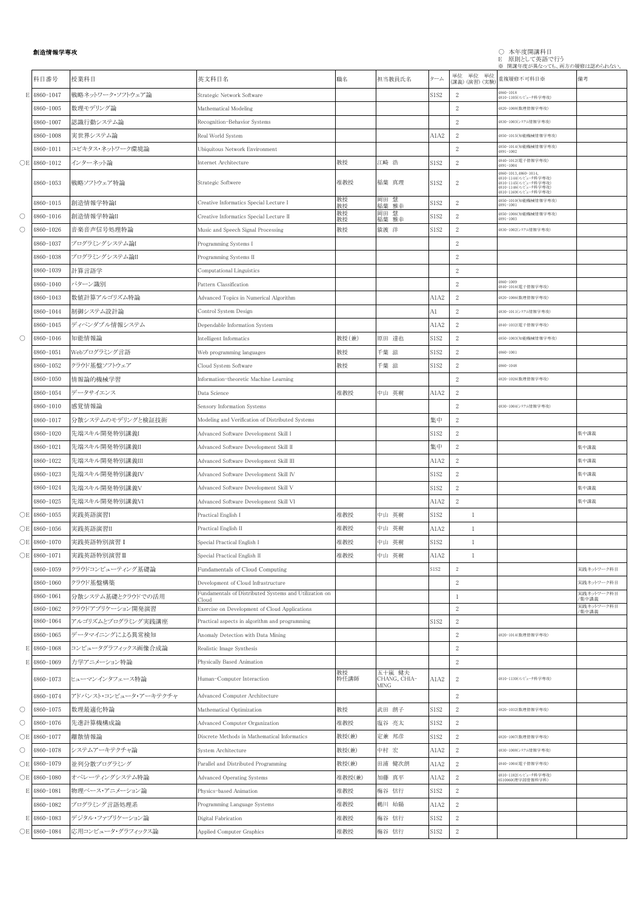**創造情報学専攻**

○ 本年度開講科目
E 原則として英語で行う
※ 開講年度が異なっても、両方の履修は認められない。

| | 科目番号 | 授業科目 | 英文科目名 | 職名 | 担当教員氏名 | ターム | 単位(講義) | 単位(演習) | 単位(実験) | 重複履修不可科目※ | 備考 |
|---|---|---|---|---|---|---|---|---|---|---|---|
| E | 4860-1047 | 戦略ネットワーク・ソフトウェア論 | Strategic Network Software | | | S1S2 | 2 | | | 4860-1018 4810-1105(コンピュータ科学専攻) | |
| | 4860-1005 | 数理モデリング論 | Mathematical Modeling | | | | 2 | | | 4820-1008(数理情報学専攻) | |
| | 4860-1007 | 認識行動システム論 | Recognition-Behavior Systems | | | | 2 | | | 4830-1003(システム情報学専攻) | |
| | 4860-1008 | 実世界システム論 | Real World System | | | A1A2 | 2 | | | 4850-1015(知能機械情報学専攻) | |
| | 4860-1011 | ユビキタス・ネットワーク環境論 | Ubiquitous Network Environment | | | | 2 | | | 4850-1014(知能機械情報学専攻) 4891-1002 | |
| ○E | 4860-1012 | インターネット論 | Internet Architecture | 教授 | 江崎 浩 | S1S2 | 2 | | | 4840-1012(電子情報学専攻) 4891-1004 | |
| | 4860-1053 | 戦略ソフトウェア特論 | Strategic Softwere | 准教授 | 稲葉 真理 | S1S2 | 2 | | | 4860-1013,4860-1014, 4810-1144(コンピュータ科学専攻) 4810-1145(コンピュータ科学専攻) 4810-1146(コンピュータ科学専攻) 4810-1169(コンピュータ科学専攻) | |
| | 4860-1015 | 創造情報学特論I | Creative Informatics Special Lecture I | 教授 教授 | 岡田 慧 稲葉 雅幸 | S1S2 | 2 | | | 4850-1010(知能機械情報学専攻) 4891-1001 | |
| ○ | 4860-1016 | 創造情報学特論II | Creative Informatics Special Lecture II | 教授 教授 | 岡田 慧 稲葉 雅幸 | S1S2 | 2 | | | 4850-1006(知能機械情報学専攻) 4891-1003 | |
| ○ | 4860-1026 | 音楽音声信号処理特論 | Music and Speech Signal Processing | 教授 | 猿渡 洋 | S1S2 | 2 | | | 4830-1002(システム情報学専攻) | |
| | 4860-1037 | プログラミングシステム論I | Programming Systems I | | | | 2 | | | | |
| | 4860-1038 | プログラミングシステム論II | Programming Systems II | | | | 2 | | | | |
| | 4860-1039 | 計算言語学 | Computational Linguistics | | | | 2 | | | | |
| | 4860-1040 | パターン識別 | Pattern Classification | | | | 2 | | | 4860-1009 4840-1016(電子情報学専攻) | |
| | 4860-1043 | 数値計算アルゴリズム特論 | Advanced Topics in Numerical Algorithm | | | A1A2 | 2 | | | 4820-1006(数理情報学専攻) | |
| | 4860-1044 | 制御システム設計論 | Control System Design | | | A1 | 2 | | | 4830-1011(システム情報学専攻) | |
| | 4860-1045 | ディペンダブル情報システム | Dependable Information System | | | A1A2 | 2 | | | 4840-1032(電子情報学専攻) | |
| ○ | 4860-1046 | 知能情報論 | Intelligent Informatics | 教授(兼) | 原田 達也 | S1S2 | 2 | | | 4850-1003(知能機械情報学専攻) | |
| | 4860-1051 | Webプログラミング言語 | Web programming languages | 教授 | 千葉 滋 | S1S2 | 2 | | | 4860-1001 | |
| | 4860-1052 | クラウド基盤ソフトウェア | Cloud System Software | 教授 | 千葉 滋 | S1S2 | 2 | | | 4860-1048 | |
| | 4860-1050 | 情報論的機械学習 | Information-theoretic Machine Learning | | | | 2 | | | 4820-1026(数理情報学専攻) | |
| | 4860-1054 | データサイエンス | Data Science | 准教授 | 中山 英樹 | A1A2 | 2 | | | | |
| | 4860-1010 | 感覚情報論 | Sensory Information Systems | | | | 2 | | | 4830-1004(システム情報学専攻) | |
| | 4860-1017 | 分散システムのモデリングと検証技術 | Modeling and Verification of Distributed Systems | | | 集中 | 2 | | | | |
| | 4860-1020 | 先端スキル開発特別講義I | Advanced Software Development Skill I | | | S1S2 | 2 | | | | 集中講義 |
| | 4860-1021 | 先端スキル開発特別講義II | Advanced Software Development Skill II | | | 集中 | 2 | | | | 集中講義 |
| | 4860-1022 | 先端スキル開発特別講義III | Advanced Software Development Skill III | | | A1A2 | 2 | | | | 集中講義 |
| | 4860-1023 | 先端スキル開発特別講義IV | Advanced Software Development Skill IV | | | S1S2 | 2 | | | | 集中講義 |
| | 4860-1024 | 先端スキル開発特別講義V | Advanced Software Development Skill V | | | S1S2 | 2 | | | | 集中講義 |
| | 4860-1025 | 先端スキル開発特別講義VI | Advanced Software Development Skill VI | | | A1A2 | 2 | | | | 集中講義 |
| ○E | 4860-1055 | 実践英語演習I | Practical English I | 准教授 | 中山 英樹 | S1S2 | | 1 | | | |
| ○E | 4860-1056 | 実践英語演習II | Practical English II | 准教授 | 中山 英樹 | A1A2 | | 1 | | | |
| ○E | 4860-1070 | 実践英語特別演習 I | Special Practical English I | 准教授 | 中山 英樹 | S1S2 | | 1 | | | |
| ○E | 4860-1071 | 実践英語特別演習 II | Special Practical English II | 准教授 | 中山 英樹 | A1A2 | | 1 | | | |
| | 4860-1059 | クラウドコンピューティング基礎論 | Fundamentals of Cloud Computing | | | S1S2 | 2 | | | | 実践ネットワーク科目 |
| | 4860-1060 | クラウド基盤構築 | Development of Cloud Infrastructure | | | | 2 | | | | 実践ネットワーク科目 |
| | 4860-1061 | 分散システム基礎とクラウドでの活用 | Fundamentals of Distributed Systems and Utilization on Cloud | | | | 1 | | | | 実践ネットワーク科目/集中講義 |
| | 4860-1062 | クラウドアプリケーション開発演習 | Exercise on Development of Cloud Applications | | | | 2 | | | | 実践ネットワーク科目/集中講義 |
| | 4860-1064 | アルゴリズムとプログラミング実践講座 | Practical aspects in algorithm and programming | | | S1S2 | 2 | | | | |
| | 4860-1065 | データマイニングによる異常検知 | Anomaly Detection with Data Mining | | | | 2 | | | 4820-1014(数理情報学専攻) | |
| E | 4860-1068 | コンピュータグラフィックス画像合成論 | Realistic Image Synthesis | | | | 2 | | | | |
| E | 4860-1069 | 力学アニメーション特論 | Physically Based Animation | | | | 2 | | | | |
| | 4860-1073 | ヒューマンインタフェース特論 | Human-Computer Interaction | 教授 特任講師 | 五十嵐 健夫 CHANG, CHIA-MING | A1A2 | 2 | | | 4810-1130(コンピュータ科学専攻) | |
| | 4860-1074 | アドバンスト・コンピュータ・アーキテクチャ | Advanced Computer Architecture | | | | 2 | | | | |
| ○ | 4860-1075 | 数理最適化特論 | Mathematical Optimization | 教授 | 武田 朗子 | S1S2 | 2 | | | 4820-1032(数理情報学専攻) | |
| ○ | 4860-1076 | 先進計算機構成論 | Advanced Computer Organization | 准教授 | 塩谷 亮太 | S1S2 | 2 | | | | |
| ○E | 4860-1077 | 離散情報論 | Discrete Methods in Mathematical Informatics | 教授(兼) | 定兼 邦彦 | S1S2 | 2 | | | 4820-1007(数理情報学専攻) | |
| ○ | 4860-1078 | システムアーキテクチャ論 | System Architecture | 教授(兼) | 中村 宏 | A1A2 | 2 | | | 4830-1008(システム情報学専攻) | |
| ○E | 4860-1079 | 並列分散プログラミング | Parallel and Distributed Programming | 教授(兼) | 田浦 健次朗 | A1A2 | 2 | | | 4840-1004(電子情報学専攻) | |
| ○E | 4860-1080 | オペレーティングシステム特論 | Advanced Operating Systems | 准教授(兼) | 加藤 真平 | A1A2 | 2 | | | 4810-1182(コンピュータ科学専攻) 0510060(理学部情報科学科) | |
| E | 4860-1081 | 物理ベース・アニメーション論 | Physics-based Animation | 准教授 | 梅谷 信行 | S1S2 | 2 | | | | |
| | 4860-1082 | プログラミング言語処理系 | Programming Language Systems | 准教授 | 鵜川 始陽 | A1A2 | 2 | | | | |
| E | 4860-1083 | デジタル・ファブリケーション論 | Digital Fabrication | 准教授 | 梅谷 信行 | S1S2 | 2 | | | | |
| ○E | 4860-1084 | 応用コンピュータ・グラフィックス論 | Applied Computer Graphics | 准教授 | 梅谷 信行 | S1S2 | 2 | | | | |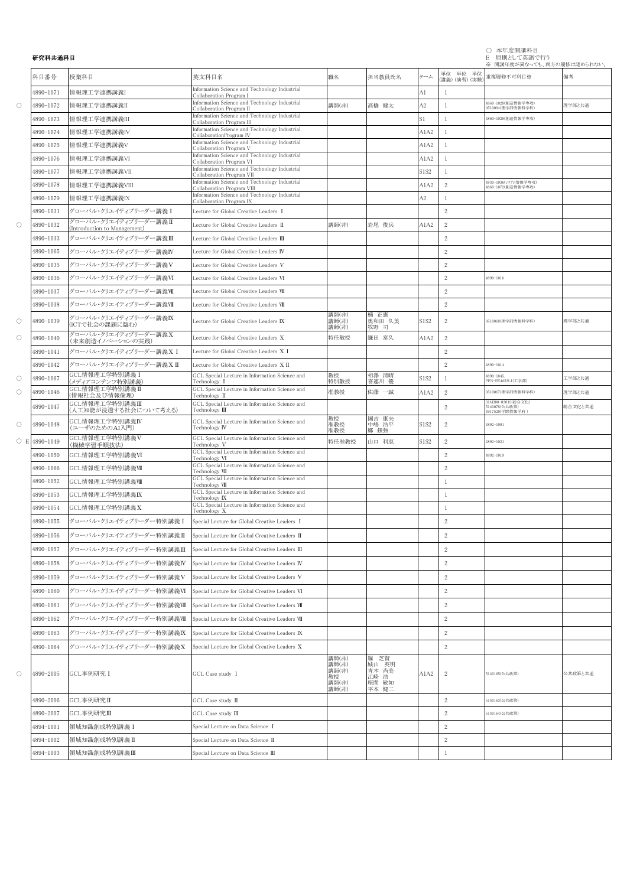**研究科共通科目**

○ 本年度開講科目
E 原則として英語で行う
※ 開講年度が異なっても、両方の履修は認められない。

| | 科目番号 | 授業科目 | 英文科目名 | 職名 | 担当教員氏名 | ターム | 単位(講義) 単位(演習) 単位(実験) | 重複履修不可科目※ | 備考 |
|---|---|---|---|---|---|---|---|---|---|
| | 4890-1071 | 情報理工学連携講義I | Information Science and Technology Industrial Collaboration Program I | | | A1 | 1 | | |
| ○ | 4890-1072 | 情報理工学連携講義II | Information Science and Technology Industrial Collaboration Program II | 講師(非) | 髙橋 健太 | A2 | 1 | 4860-1028(創造情報学専攻) 0510094(理学部情報科学科) | 理学部と共通 |
| | 4890-1073 | 情報理工学連携講義III | Information Science and Technology Industrial Collaboration Program III | | | S1 | 1 | 4860-1029(創造情報学専攻) | |
| | 4890-1074 | 情報理工学連携講義IV | Information Science and Technology Industrial CollaborationProgram IV | | | A1A2 | 1 | | |
| | 4890-1075 | 情報理工学連携講義V | Information Science and Technology Industrial Collaboration Program V | | | A1A2 | 1 | | |
| | 4890-1076 | 情報理工学連携講義VI | Information Science and Technology Industrial Collaboration Program VI | | | A1A2 | 1 | | |
| | 4890-1077 | 情報理工学連携講義VII | Information Science and Technology Industrial Collaboration Program VII | | | S1S2 | 1 | | |
| | 4890-1078 | 情報理工学連携講義VIII | Information Science and Technology Industrial Collaboration Program VIII | | | A1A2 | 2 | 4830-1036(システム情報学専攻) 4860-1073(創造情報学専攻) | |
| | 4890-1079 | 情報理工学連携講義IX | Information Science and Technology Industrial Collaboration Program IX | | | A2 | 1 | | |
| | 4890-1031 | グローバル・クリエイティブリーダー講義Ⅰ | Lecture for Global Creative Leaders Ⅰ | | | | 2 | | |
| ○ | 4890-1032 | グローバル・クリエイティブリーダー講義Ⅱ (Introduction to Management) | Lecture for Global Creative Leaders Ⅱ | 講師(非) | 岩尾 俊兵 | A1A2 | 2 | | |
| | 4890-1033 | グローバル・クリエイティブリーダー講義Ⅲ | Lecture for Global Creative Leaders Ⅲ | | | | 2 | | |
| | 4890-1065 | グローバル・クリエイティブリーダー講義Ⅳ | Lecture for Global Creative Leaders Ⅳ | | | | 2 | | |
| | 4890-1035 | グローバル・クリエイティブリーダー講義Ⅴ | Lecture for Global Creative Leaders Ⅴ | | | | 2 | | |
| | 4890-1036 | グローバル・クリエイティブリーダー講義Ⅵ | Lecture for Global Creative Leaders Ⅵ | | | | 2 | 4890-1016 | |
| | 4890-1037 | グローバル・クリエイティブリーダー講義Ⅶ | Lecture for Global Creative Leaders Ⅶ | | | | 2 | | |
| | 4890-1038 | グローバル・クリエイティブリーダー講義Ⅷ | Lecture for Global Creative Leaders Ⅷ | | | | 2 | | |
| ○ | 4890-1039 | グローバル・クリエイティブリーダー講義Ⅸ (ICTで社会の課題に臨む) | Lecture for Global Creative Leaders Ⅸ | 講師(非) 講師(非) 講師(非) | 楠 正憲 奥和田 久美 牧野 司 | S1S2 | 2 | 0510068(理学部情報科学科) | 理学部と共通 |
| ○ | 4890-1040 | グローバル・クリエイティブリーダー講義Ⅹ (未来創造イノベーションの実践) | Lecture for Global Creative Leaders Ⅹ | 特任教授 | 鎌田 富久 | A1A2 | 2 | | |
| | 4890-1041 | グローバル・クリエイティブリーダー講義ⅩⅠ | Lecture for Global Creative Leaders ⅩⅠ | | | | 2 | | |
| | 4890-1042 | グローバル・クリエイティブリーダー講義ⅩⅡ | Lecture for Global Creative Leaders ⅩⅡ | | | | 2 | 4890-1014 | |
| ○ | 4890-1067 | GCL情報理工学特別講義Ⅰ (メディアコンテンツ特別講義) | GCL Special Lecture in Information Science and Technology Ⅰ | 教授 特別教授 | 相澤 清晴 喜連川 優 | S1S2 | 1 | 4890-1045, FEN-EE4d23L1(工学部) | 工学部と共通 |
| ○ | 4890-1046 | GCL情報理工学特別講義Ⅱ (情報社会及び情報倫理) | GCL Special Lecture in Information Science and Technology Ⅱ | 准教授 | 佐藤 一誠 | A1A2 | 2 | 0510067(理学部情報科学科) | 理学部と共通 |
| | 4890-1047 | GCL情報理工学特別講義Ⅲ (人工知能が浸透する社会について考える) | GCL Special Lecture in Information Science and Technology Ⅲ | | | | 2 | 31M300-0301S(総合文化) 5140078(公共政策) 4917520(学際情報学府) | 総合文化と共通 |
| ○ | 4890-1048 | GCL情報理工学特別講義Ⅳ (ユーザのためのAI入門) | GCL Special Lecture in Information Science and Technology Ⅳ | 教授 准教授 准教授 | 國吉 康夫 中嶋 浩平 鄭 銀強 | S1S2 | 2 | 4892-1001 | |
| ○ E | 4890-1049 | GCL情報理工学特別講義Ⅴ (機械学習手順技法) | GCL Special Lecture in Information Science and Technology Ⅴ | 特任准教授 | 山口 利恵 | S1S2 | 2 | 4892-1021 | |
| | 4890-1050 | GCL情報理工学特別講義Ⅵ | GCL Special Lecture in Information Science and Technology Ⅵ | | | | 2 | 4892-1019 | |
| | 4890-1066 | GCL情報理工学特別講義Ⅶ | GCL Special Lecture in Information Science and Technology Ⅶ | | | | 2 | | |
| | 4890-1052 | GCL情報理工学特別講義Ⅷ | GCL Special Lecture in Information Science and Technology Ⅷ | | | | 1 | | |
| | 4890-1053 | GCL情報理工学特別講義Ⅸ | GCL Special Lecture in Information Science and Technology Ⅸ | | | | 1 | | |
| | 4890-1054 | GCL情報理工学特別講義Ⅹ | GCL Special Lecture in Information Science and Technology Ⅹ | | | | 1 | | |
| | 4890-1055 | グローバル・クリエイティブリーダー特別講義Ⅰ | Special Lecture for Global Creative Leaders Ⅰ | | | | 2 | | |
| | 4890-1056 | グローバル・クリエイティブリーダー特別講義Ⅱ | Special Lecture for Global Creative Leaders Ⅱ | | | | 2 | | |
| | 4890-1057 | グローバル・クリエイティブリーダー特別講義Ⅲ | Special Lecture for Global Creative Leaders Ⅲ | | | | 2 | | |
| | 4890-1058 | グローバル・クリエイティブリーダー特別講義Ⅳ | Special Lecture for Global Creative Leaders Ⅳ | | | | 2 | | |
| | 4890-1059 | グローバル・クリエイティブリーダー特別講義Ⅴ | Special Lecture for Global Creative Leaders Ⅴ | | | | 2 | | |
| | 4890-1060 | グローバル・クリエイティブリーダー特別講義Ⅵ | Special Lecture for Global Creative Leaders Ⅵ | | | | 2 | | |
| | 4890-1061 | グローバル・クリエイティブリーダー特別講義Ⅶ | Special Lecture for Global Creative Leaders Ⅶ | | | | 2 | | |
| | 4890-1062 | グローバル・クリエイティブリーダー特別講義Ⅷ | Special Lecture for Global Creative Leaders Ⅷ | | | | 2 | | |
| | 4890-1063 | グローバル・クリエイティブリーダー特別講義Ⅸ | Special Lecture for Global Creative Leaders Ⅸ | | | | 2 | | |
| | 4890-1064 | グローバル・クリエイティブリーダー特別講義Ⅹ | Special Lecture for Global Creative Leaders Ⅹ | | | | 2 | | |
| ○ | 4890-2005 | GCL事例研究Ⅰ | GCL Case study Ⅰ | 講師(非) 講師(非) 講師(非) 教授 講師(非) 講師(非) | 羅 芝賢 城山 英明 青木 尚美 江崎 浩 座間 敏如 平本 健二 | A1A2 | 2 | 5140165(公共政策) | 公共政策と共通 |
| | 4890-2006 | GCL事例研究Ⅱ | GCL Case study Ⅱ | | | | 2 | 5140163(公共政策) | |
| | 4890-2007 | GCL事例研究Ⅲ | GCL Case study Ⅲ | | | | 2 | 5140164(公共政策) | |
| | 4894-1001 | 領域知識創成特別講義Ⅰ | Special Lecture on Data Science Ⅰ | | | | 2 | | |
| | 4894-1002 | 領域知識創成特別講義Ⅱ | Special Lecture on Data Science Ⅱ | | | | 2 | | |
| | 4894-1003 | 領域知識創成特別講義Ⅲ | Special Lecture on Data Science Ⅲ | | | | 1 | | |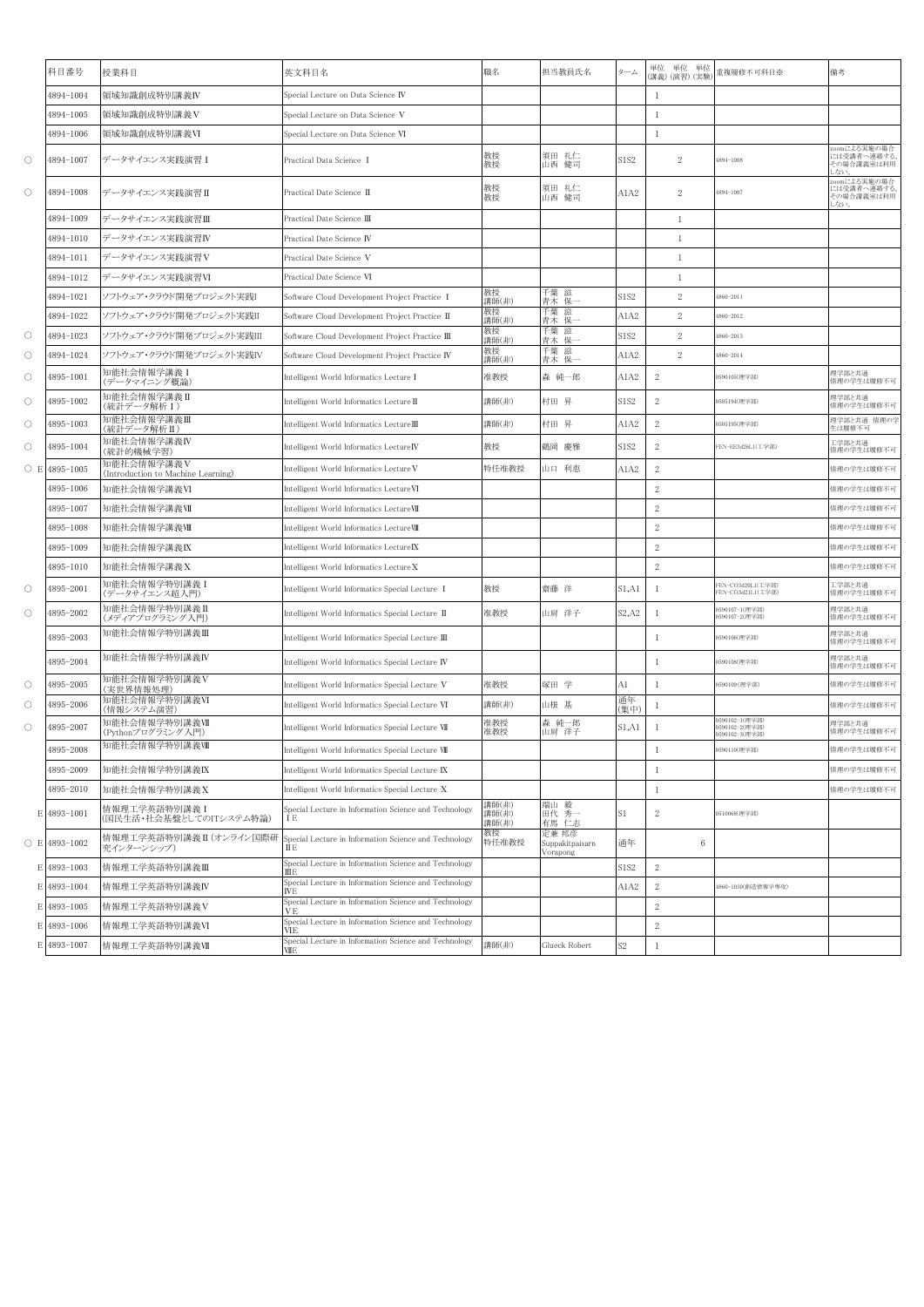| | 科目番号 | 授業科目 | 英文科目名 | 職名 | 担当教員氏名 | ターム | 単位(講義) | 単位(演習) | 単位(実験) | 重複履修不可科目※ | 備考 |
|---|---|---|---|---|---|---|---|---|---|---|---|
| | 4894-1004 | 領域知識創成特別講義Ⅳ | Special Lecture on Data Science Ⅳ | | | | | 1 | | | |
| | 4894-1005 | 領域知識創成特別講義Ⅴ | Special Lecture on Data Science Ⅴ | | | | | 1 | | | |
| | 4894-1006 | 領域知識創成特別講義Ⅵ | Special Lecture on Data Science Ⅵ | | | | | 1 | | | |
| ○ | 4894-1007 | データサイエンス実践演習Ⅰ | Practical Data Science Ⅰ | 教授<br>教授 | 須田 礼仁<br>山西 健司 | S1S2 | | 2 | | 4894-1008 | zoomによる実施の場合には受講者へ連絡する。その場合講義室は利用しない。 |
| ○ | 4894-1008 | データサイエンス実践演習Ⅱ | Practical Date Science Ⅱ | 教授<br>教授 | 須田 礼仁<br>山西 健司 | A1A2 | | 2 | | 4894-1007 | zoomによる実施の場合には受講者へ連絡する。その場合講義室は利用しない。 |
| | 4894-1009 | データサイエンス実践演習Ⅲ | Practical Date Science Ⅲ | | | | | 1 | | | |
| | 4894-1010 | データサイエンス実践演習Ⅳ | Practical Date Science Ⅳ | | | | | 1 | | | |
| | 4894-1011 | データサイエンス実践演習Ⅴ | Practical Date Science Ⅴ | | | | | 1 | | | |
| | 4894-1012 | データサイエンス実践演習Ⅵ | Practical Date Science Ⅵ | | | | | 1 | | | |
| | 4894-1021 | ソフトウェア・クラウド開発プロジェクト実践I | Software Cloud Development Project Practice Ⅰ | 教授<br>講師(非) | 千葉 滋<br>青木 保一 | S1S2 | | 2 | | 4860-2011 | |
| | 4894-1022 | ソフトウェア・クラウド開発プロジェクト実践II | Software Cloud Development Project Practice Ⅱ | 教授<br>講師(非) | 千葉 滋<br>青木 保一 | A1A2 | | 2 | | 4860-2012 | |
| ○ | 4894-1023 | ソフトウェア・クラウド開発プロジェクト実践III | Software Cloud Development Project Practice Ⅲ | 教授<br>講師(非) | 千葉 滋<br>青木 保一 | S1S2 | | 2 | | 4860-2013 | |
| ○ | 4894-1024 | ソフトウェア・クラウド開発プロジェクト実践IV | Software Cloud Development Project Practice Ⅳ | 教授<br>講師(非) | 千葉 滋<br>青木 保一 | A1A2 | | 2 | | 4860-2014 | |
| ○ | 4895-1001 | 知能社会情報学講義Ⅰ<br>(データマイニング概論) | Intelligent World Informatics Lecture Ⅰ | 准教授 | 森 純一郎 | A1A2 | 2 | | | 0590105(理学部) | 理学部と共通<br>情理の学生は履修不可 |
| ○ | 4895-1002 | 知能社会情報学講義Ⅱ<br>(統計データ解析Ⅰ) | Intelligent World Informatics LectureⅡ | 講師(非) | 村田 昇 | S1S2 | 2 | | | 0505194(理学部) | 理学部と共通<br>情理の学生は履修不可 |
| ○ | 4895-1003 | 知能社会情報学講義Ⅲ<br>(統計データ解析Ⅱ) | Intelligent World Informatics LectureⅢ | 講師(非) | 村田 昇 | A1A2 | 2 | | | 0505195(理学部) | 理学部と共通 情理の学生は履修不可 |
| ○ | 4895-1004 | 知能社会情報学講義Ⅳ<br>(統計的機械学習) | Intelligent World Informatics LectureⅣ | 教授 | 鶴岡 慶雅 | S1S2 | 2 | | | FEN-EE3d26L1(工学部) | 工学部と共通<br>情理の学生は履修不可 |
| ○ E | 4895-1005 | 知能社会情報学講義Ⅴ<br>(Introduction to Machine Learning) | Intelligent World Informatics Lecture Ⅴ | 特任准教授 | 山口 利恵 | A1A2 | 2 | | | | 情理の学生は履修不可 |
| | 4895-1006 | 知能社会情報学講義Ⅵ | Intelligent World Informatics LectureⅥ | | | | 2 | | | | 情理の学生は履修不可 |
| | 4895-1007 | 知能社会情報学講義Ⅶ | Intelligent World Informatics LectureⅦ | | | | 2 | | | | 情理の学生は履修不可 |
| | 4895-1008 | 知能社会情報学講義Ⅷ | Intelligent World Informatics LectureⅧ | | | | 2 | | | | 情理の学生は履修不可 |
| | 4895-1009 | 知能社会情報学講義Ⅸ | Intelligent World Informatics LectureⅨ | | | | 2 | | | | 情理の学生は履修不可 |
| | 4895-1010 | 知能社会情報学講義Ⅹ | Intelligent World Informatics LectureⅩ | | | | 2 | | | | 情理の学生は履修不可 |
| ○ | 4895-2001 | 知能社会情報学特別講義Ⅰ<br>(データサイエンス超入門) | Intelligent World Informatics Special Lecture Ⅰ | 教授 | 齋藤 洋 | S1,A1 | 1 | | | FEN-CO3d20L1(工学部)<br>FEN-CO3d21L1(工学部) | 工学部と共通<br>情理の学生は履修不可 |
| ○ | 4895-2002 | 知能社会情報学特別講義Ⅱ<br>(メディアプログラミング入門) | Intelligent World Informatics Special Lecture Ⅱ | 准教授 | 山肩 洋子 | S2,A2 | 1 | | | 0590107-1(理学部)<br>0590107-2(理学部) | 理学部と共通<br>情理の学生は履修不可 |
| | 4895-2003 | 知能社会情報学特別講義Ⅲ | Intelligent World Informatics Special Lecture Ⅲ | | | | 1 | | | 0590106(理学部) | 理学部と共通<br>情理の学生は履修不可 |
| | 4895-2004 | 知能社会情報学特別講義Ⅳ | Intelligent World Informatics Special Lecture Ⅳ | | | | 1 | | | 0590108(理学部) | 理学部と共通<br>情理の学生は履修不可 |
| ○ | 4895-2005 | 知能社会情報学特別講義Ⅴ<br>(実世界情報処理) | Intelligent World Informatics Special Lecture Ⅴ | 准教授 | 塚田 学 | A1 | 1 | | | 0590109(理学部) | 情理の学生は履修不可 |
| ○ | 4895-2006 | 知能社会情報学特別講義Ⅵ<br>(情報システム演習) | Intelligent World Informatics Special Lecture Ⅵ | 講師(非) | 山根 基 | 通年<br>(集中) | 1 | | | | 情理の学生は履修不可 |
| ○ | 4895-2007 | 知能社会情報学特別講義Ⅶ<br>(Pythonプログラミング入門) | Intelligent World Informatics Special Lecture Ⅶ | 准教授<br>准教授 | 森 純一郎<br>山肩 洋子 | S1,A1 | 1 | | | 0590102-1(理学部)<br>0590102-2(理学部)<br>0590102-3(理学部) | 理学部と共通<br>情理の学生は履修不可 |
| | 4895-2008 | 知能社会情報学特別講義Ⅷ | Intelligent World Informatics Special Lecture Ⅷ | | | | 1 | | | 0590110(理学部) | 情理の学生は履修不可 |
| | 4895-2009 | 知能社会情報学特別講義Ⅸ | Intelligent World Informatics Special Lecture Ⅸ | | | | 1 | | | | 情理の学生は履修不可 |
| | 4895-2010 | 知能社会情報学特別講義Ⅹ | Intelligent World Informatics Special Lecture Ⅹ | | | | 1 | | | | 情理の学生は履修不可 |
| E | 4893-1001 | 情報理工学英語特別講義Ⅰ<br>(国民生活・社会基盤としてのITシステム特論) | Special Lecture in Information Science and Technology ⅠE | 講師(非)<br>講師(非)<br>講師(非) | 瑞山 毅<br>田代 秀一<br>有馬 仁志 | S1 | 2 | | | 0510068(理学部) | |
| ○ E | 4893-1002 | 情報理工学英語特別講義Ⅱ(オンライン国際研究インターンシップ) | Special Lecture in Information Science and Technology ⅡE | 教授<br>特任准教授 | 定兼 邦彦<br>Suppakitpaisarn Vorapong | 通年 | | | 6 | | |
| E | 4893-1003 | 情報理工学英語特別講義Ⅲ | Special Lecture in Information Science and Technology ⅢE | | | S1S2 | 2 | | | | |
| E | 4893-1004 | 情報理工学英語特別講義Ⅳ | Special Lecture in Information Science and Technology ⅣE | | | A1A2 | 2 | | | 4860-1030(創造情報学専攻) | |
| E | 4893-1005 | 情報理工学英語特別講義Ⅴ | Special Lecture in Information Science and Technology ⅤE | | | | 2 | | | | |
| E | 4893-1006 | 情報理工学英語特別講義Ⅵ | Special Lecture in Information Science and Technology ⅥE | | | | 2 | | | | |
| E | 4893-1007 | 情報理工学英語特別講義Ⅶ | Special Lecture in Information Science and Technology ⅦE | 講師(非) | Glueck Robert | S2 | 1 | | | | |